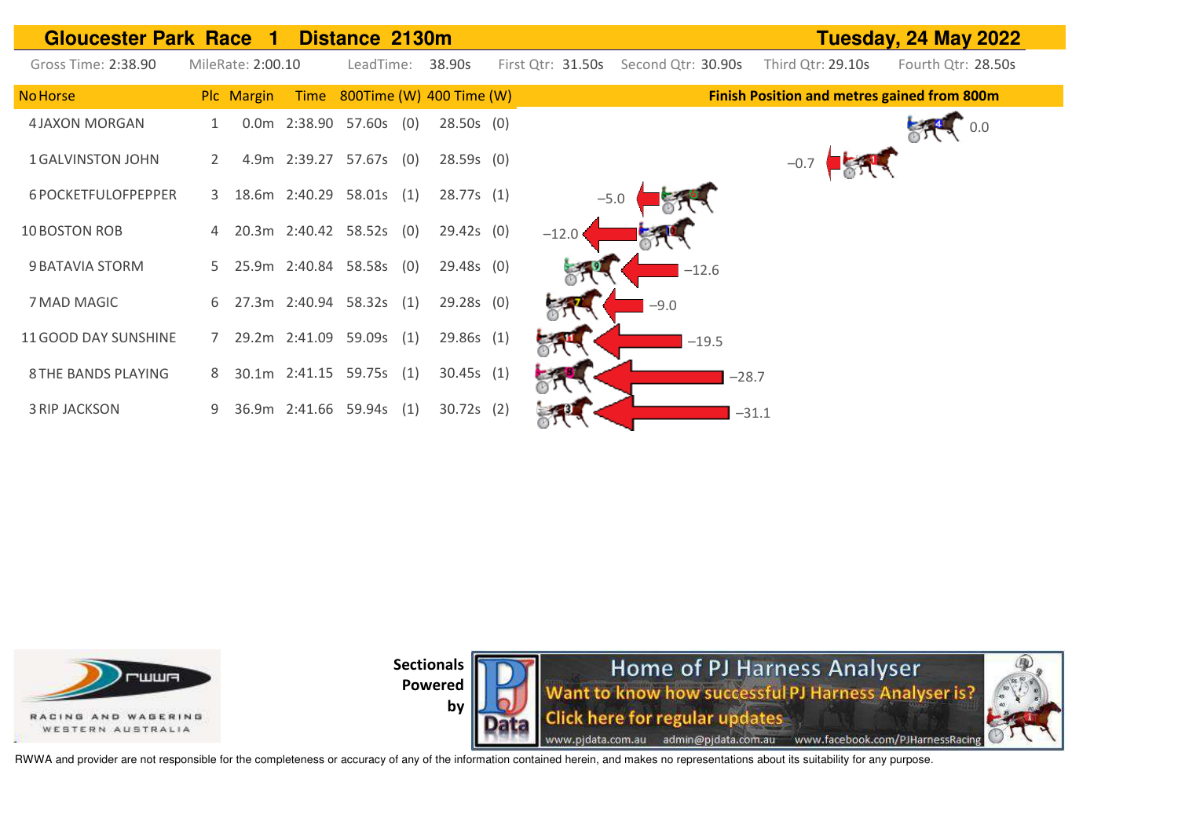# Gloucester Park Race 1 Distance 2130m

**Tuesday, 24 May 2022**

Gross Time: 2:38.90 | MileRate: 2:00.10 | LeadTime: 38.90s | First Qtr: 31.50s | Second Qtr: 30.90s | Third Qtr: 29.10s | Fourth Qtr: 28.50s

| No | Horse | Plc | Margin | Time | 800Time | (W) | 400 Time | (W) | Finish Position and metres gained from 800m |
|---|---|---|---|---|---|---|---|---|---|
| 4 | JAXON MORGAN | 1 | 0.0m | 2:38.90 | 57.60s | (0) | 28.50s | (0) | 0.0 |
| 1 | GALVINSTON JOHN | 2 | 4.9m | 2:39.27 | 57.67s | (0) | 28.59s | (0) | −0.7 |
| 6 | POCKETFULOFPEPPER | 3 | 18.6m | 2:40.29 | 58.01s | (1) | 28.77s | (1) | −5.0 |
| 10 | BOSTON ROB | 4 | 20.3m | 2:40.42 | 58.52s | (0) | 29.42s | (0) | −12.0 |
| 9 | BATAVIA STORM | 5 | 25.9m | 2:40.84 | 58.58s | (0) | 29.48s | (0) | −12.6 |
| 7 | MAD MAGIC | 6 | 27.3m | 2:40.94 | 58.32s | (1) | 29.28s | (0) | −9.0 |
| 11 | GOOD DAY SUNSHINE | 7 | 29.2m | 2:41.09 | 59.09s | (1) | 29.86s | (1) | −19.5 |
| 8 | THE BANDS PLAYING | 8 | 30.1m | 2:41.15 | 59.75s | (1) | 30.45s | (1) | −28.7 |
| 3 | RIP JACKSON | 9 | 36.9m | 2:41.66 | 59.94s | (1) | 30.72s | (2) | −31.1 |

RACING AND WAGERING WESTERN AUSTRALIA

Sectionals Powered by

Home of PJ Harness Analyser
Want to know how successful PJ Harness Analyser is?
Click here for regular updates
www.pjdata.com.au admin@pjdata.com.au www.facebook.com/PJHarnessRacing

RWWA and provider are not responsible for the completeness or accuracy of any of the information contained herein, and makes no representations about its suitability for any purpose.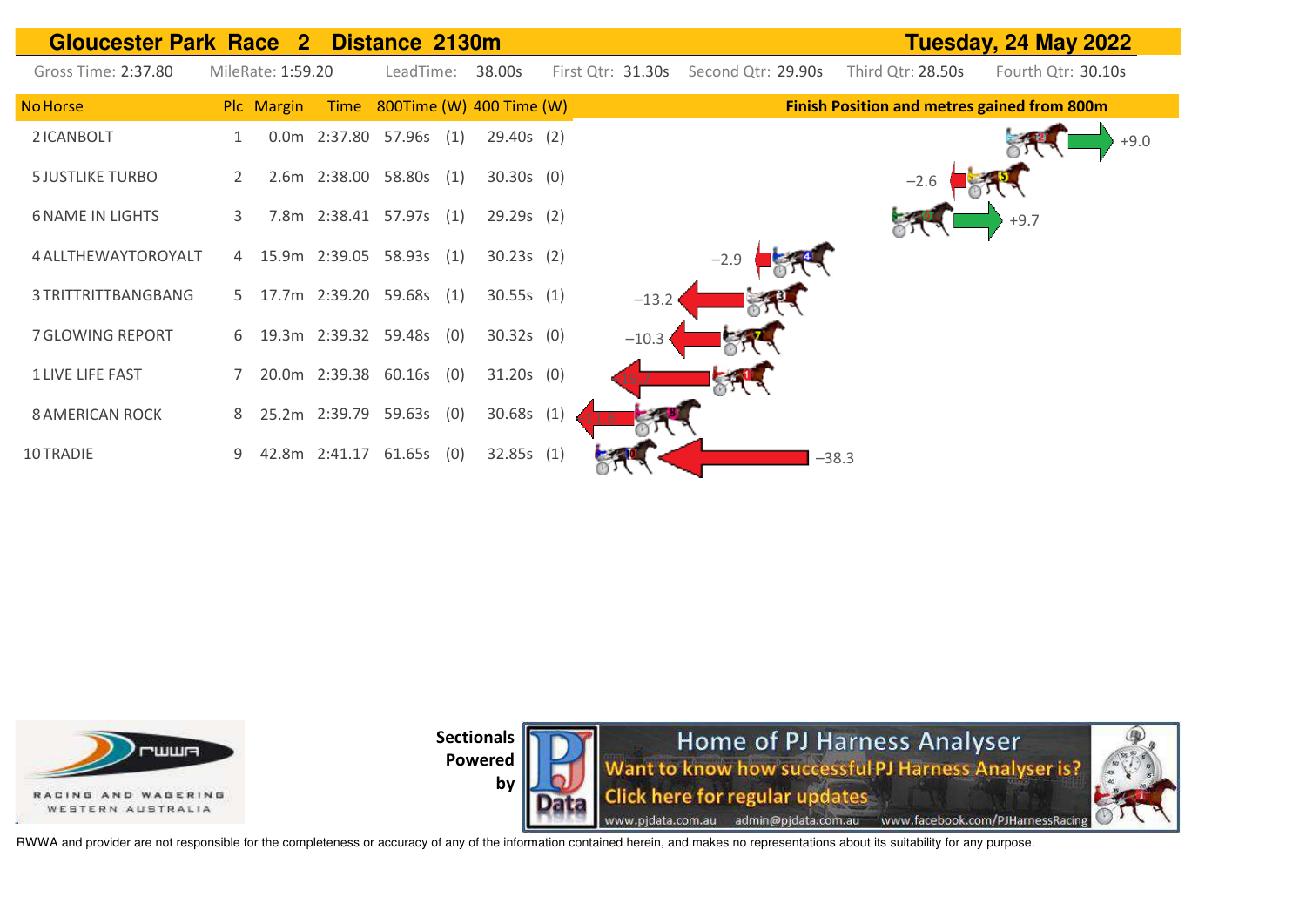# Gloucester Park Race 2 Distance 2130m — Tuesday, 24 May 2022

Gross Time: 2:37.80 | MileRate: 1:59.20 | LeadTime: 38.00s | First Qtr: 31.30s | Second Qtr: 29.90s | Third Qtr: 28.50s | Fourth Qtr: 30.10s

| No | Horse | Plc | Margin | Time | 800Time | (W) | 400 Time | (W) | Finish Position and metres gained from 800m |
|---|---|---|---|---|---|---|---|---|---|
| 2 | ICANBOLT | 1 | 0.0m | 2:37.80 | 57.96s | (1) | 29.40s | (2) | +9.0 |
| 5 | JUSTLIKE TURBO | 2 | 2.6m | 2:38.00 | 58.80s | (1) | 30.30s | (0) | −2.6 |
| 6 | NAME IN LIGHTS | 3 | 7.8m | 2:38.41 | 57.97s | (1) | 29.29s | (2) | +9.7 |
| 4 | ALLTHEWAYTOROYALT | 4 | 15.9m | 2:39.05 | 58.93s | (1) | 30.23s | (2) | −2.9 |
| 3 | TRITTRITTBANGBANG | 5 | 17.7m | 2:39.20 | 59.68s | (1) | 30.55s | (1) | −13.2 |
| 7 | GLOWING REPORT | 6 | 19.3m | 2:39.32 | 59.48s | (0) | 30.32s | (0) | −10.3 |
| 1 | LIVE LIFE FAST | 7 | 20.0m | 2:39.38 | 60.16s | (0) | 31.20s | (0) | |
| 8 | AMERICAN ROCK | 8 | 25.2m | 2:39.79 | 59.63s | (0) | 30.68s | (1) | |
| 10 | TRADIE | 9 | 42.8m | 2:41.17 | 61.65s | (0) | 32.85s | (1) | −38.3 |

RWWA — Racing and Wagering Western Australia

Sectionals Powered by PJ Data

Home of PJ Harness Analyser
Want to know how successful PJ Harness Analyser is?
Click here for regular updates
www.pjdata.com.au admin@pjdata.com.au www.facebook.com/PJHarnessRacing

RWWA and provider are not responsible for the completeness or accuracy of any of the information contained herein, and makes no representations about its suitability for any purpose.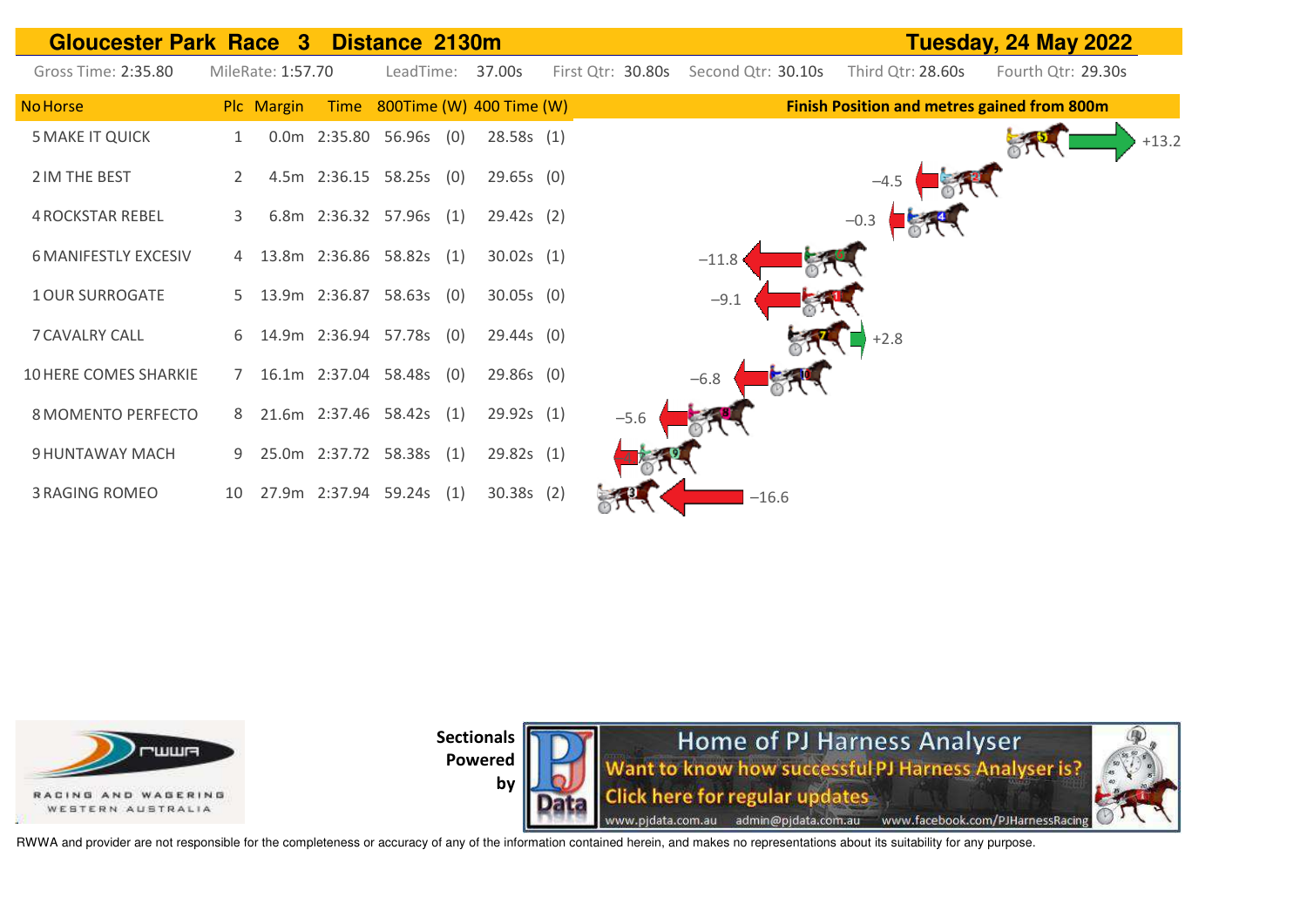# Gloucester Park Race 3 Distance 2130m

**Tuesday, 24 May 2022**

Gross Time: 2:35.80 MileRate: 1:57.70 LeadTime: 37.00s First Qtr: 30.80s Second Qtr: 30.10s Third Qtr: 28.60s Fourth Qtr: 29.30s

| No | Horse | Plc | Margin | Time | 800Time (W) | 400 Time (W) | Finish Position and metres gained from 800m |
|---|---|---|---|---|---|---|---|
| 5 | MAKE IT QUICK | 1 | 0.0m | 2:35.80 | 56.96s (0) | 28.58s (1) | +13.2 |
| 2 | IM THE BEST | 2 | 4.5m | 2:36.15 | 58.25s (0) | 29.65s (0) | −4.5 |
| 4 | ROCKSTAR REBEL | 3 | 6.8m | 2:36.32 | 57.96s (1) | 29.42s (2) | −0.3 |
| 6 | MANIFESTLY EXCESIV | 4 | 13.8m | 2:36.86 | 58.82s (1) | 30.02s (1) | −11.8 |
| 1 | OUR SURROGATE | 5 | 13.9m | 2:36.87 | 58.63s (0) | 30.05s (0) | −9.1 |
| 7 | CAVALRY CALL | 6 | 14.9m | 2:36.94 | 57.78s (0) | 29.44s (0) | +2.8 |
| 10 | HERE COMES SHARKIE | 7 | 16.1m | 2:37.04 | 58.48s (0) | 29.86s (0) | −6.8 |
| 8 | MOMENTO PERFECTO | 8 | 21.6m | 2:37.46 | 58.42s (1) | 29.92s (1) | −5.6 |
| 9 | HUNTAWAY MACH | 9 | 25.0m | 2:37.72 | 58.38s (1) | 29.82s (1) | |
| 3 | RAGING ROMEO | 10 | 27.9m | 2:37.94 | 59.24s (1) | 30.38s (2) | −16.6 |

Sectionals Powered by

Home of PJ Harness Analyser
Want to know how successful PJ Harness Analyser is?
Click here for regular updates
www.pjdata.com.au admin@pjdata.com.au www.facebook.com/PJHarnessRacing

RWWA and provider are not responsible for the completeness or accuracy of any of the information contained herein, and makes no representations about its suitability for any purpose.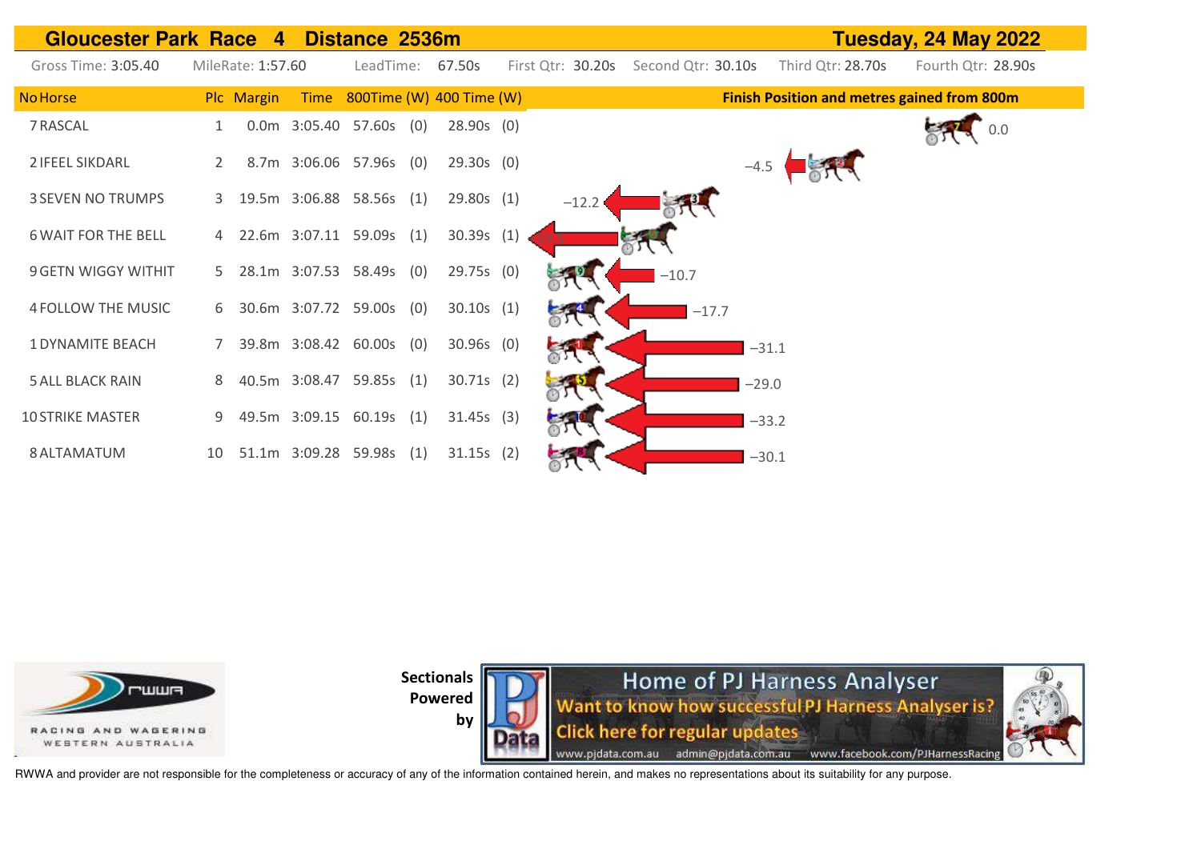# Gloucester Park Race 4 Distance 2536m

**Tuesday, 24 May 2022**

Gross Time: 3:05.40 | MileRate: 1:57.60 | LeadTime: 67.50s | First Qtr: 30.20s | Second Qtr: 30.10s | Third Qtr: 28.70s | Fourth Qtr: 28.90s

| No | Horse | Plc | Margin | Time | 800Time | (W) | 400 Time | (W) | Finish Position and metres gained from 800m |
|---|---|---|---|---|---|---|---|---|---|
| 7 | RASCAL | 1 | 0.0m | 3:05.40 | 57.60s | (0) | 28.90s | (0) | 0.0 |
| 2 | IFEEL SIKDARL | 2 | 8.7m | 3:06.06 | 57.96s | (0) | 29.30s | (0) | −4.5 |
| 3 | SEVEN NO TRUMPS | 3 | 19.5m | 3:06.88 | 58.56s | (1) | 29.80s | (1) | −12.2 |
| 6 | WAIT FOR THE BELL | 4 | 22.6m | 3:07.11 | 59.09s | (1) | 30.39s | (1) | |
| 9 | GETN WIGGY WITHIT | 5 | 28.1m | 3:07.53 | 58.49s | (0) | 29.75s | (0) | −10.7 |
| 4 | FOLLOW THE MUSIC | 6 | 30.6m | 3:07.72 | 59.00s | (0) | 30.10s | (1) | −17.7 |
| 1 | DYNAMITE BEACH | 7 | 39.8m | 3:08.42 | 60.00s | (0) | 30.96s | (0) | −31.1 |
| 5 | ALL BLACK RAIN | 8 | 40.5m | 3:08.47 | 59.85s | (1) | 30.71s | (2) | −29.0 |
| 10 | STRIKE MASTER | 9 | 49.5m | 3:09.15 | 60.19s | (1) | 31.45s | (3) | −33.2 |
| 8 | ALTAMATUM | 10 | 51.1m | 3:09.28 | 59.98s | (1) | 31.15s | (2) | −30.1 |

Sectionals Powered by

Home of PJ Harness Analyser
Want to know how successful PJ Harness Analyser is?
Click here for regular updates
www.pjdata.com.au admin@pjdata.com.au www.facebook.com/PJHarnessRacing

RWWA and provider are not responsible for the completeness or accuracy of any of the information contained herein, and makes no representations about its suitability for any purpose.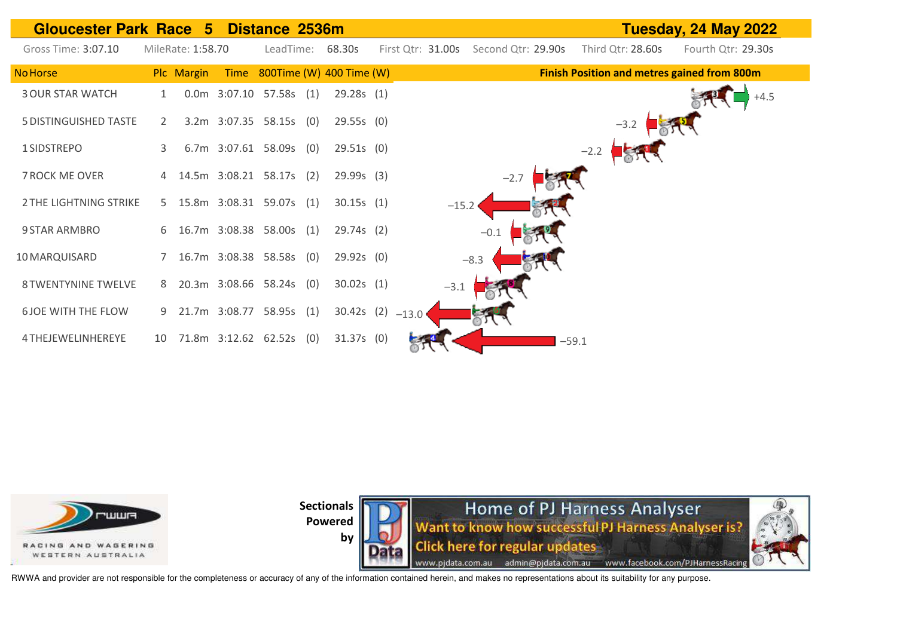# Gloucester Park Race 5 Distance 2536m

**Tuesday, 24 May 2022**

Gross Time: 3:07.10 MileRate: 1:58.70 LeadTime: 68.30s First Qtr: 31.00s Second Qtr: 29.90s Third Qtr: 28.60s Fourth Qtr: 29.30s

| No | Horse | Plc | Margin | Time | 800Time | (W) | 400 Time | (W) | Finish Position and metres gained from 800m |
|---|---|---|---|---|---|---|---|---|---|
| 3 | OUR STAR WATCH | 1 | 0.0m | 3:07.10 | 57.58s | (1) | 29.28s | (1) | +4.5 |
| 5 | DISTINGUISHED TASTE | 2 | 3.2m | 3:07.35 | 58.15s | (0) | 29.55s | (0) | −3.2 |
| 1 | SIDSTREPO | 3 | 6.7m | 3:07.61 | 58.09s | (0) | 29.51s | (0) | −2.2 |
| 7 | ROCK ME OVER | 4 | 14.5m | 3:08.21 | 58.17s | (2) | 29.99s | (3) | −2.7 |
| 2 | THE LIGHTNING STRIKE | 5 | 15.8m | 3:08.31 | 59.07s | (1) | 30.15s | (1) | −15.2 |
| 9 | STAR ARMBRO | 6 | 16.7m | 3:08.38 | 58.00s | (1) | 29.74s | (2) | −0.1 |
| 10 | MARQUISARD | 7 | 16.7m | 3:08.38 | 58.58s | (0) | 29.92s | (0) | −8.3 |
| 8 | TWENTYNINE TWELVE | 8 | 20.3m | 3:08.66 | 58.24s | (0) | 30.02s | (1) | −3.1 |
| 6 | JOE WITH THE FLOW | 9 | 21.7m | 3:08.77 | 58.95s | (1) | 30.42s | (2) | −13.0 |
| 4 | THEJEWELINHEREYE | 10 | 71.8m | 3:12.62 | 62.52s | (0) | 31.37s | (0) | −59.1 |

RACING AND WAGERING WESTERN AUSTRALIA

Sectionals Powered by

Home of PJ Harness Analyser
Want to know how successful PJ Harness Analyser is?
Click here for regular updates
www.pjdata.com.au admin@pjdata.com.au www.facebook.com/PJHarnessRacing

RWWA and provider are not responsible for the completeness or accuracy of any of the information contained herein, and makes no representations about its suitability for any purpose.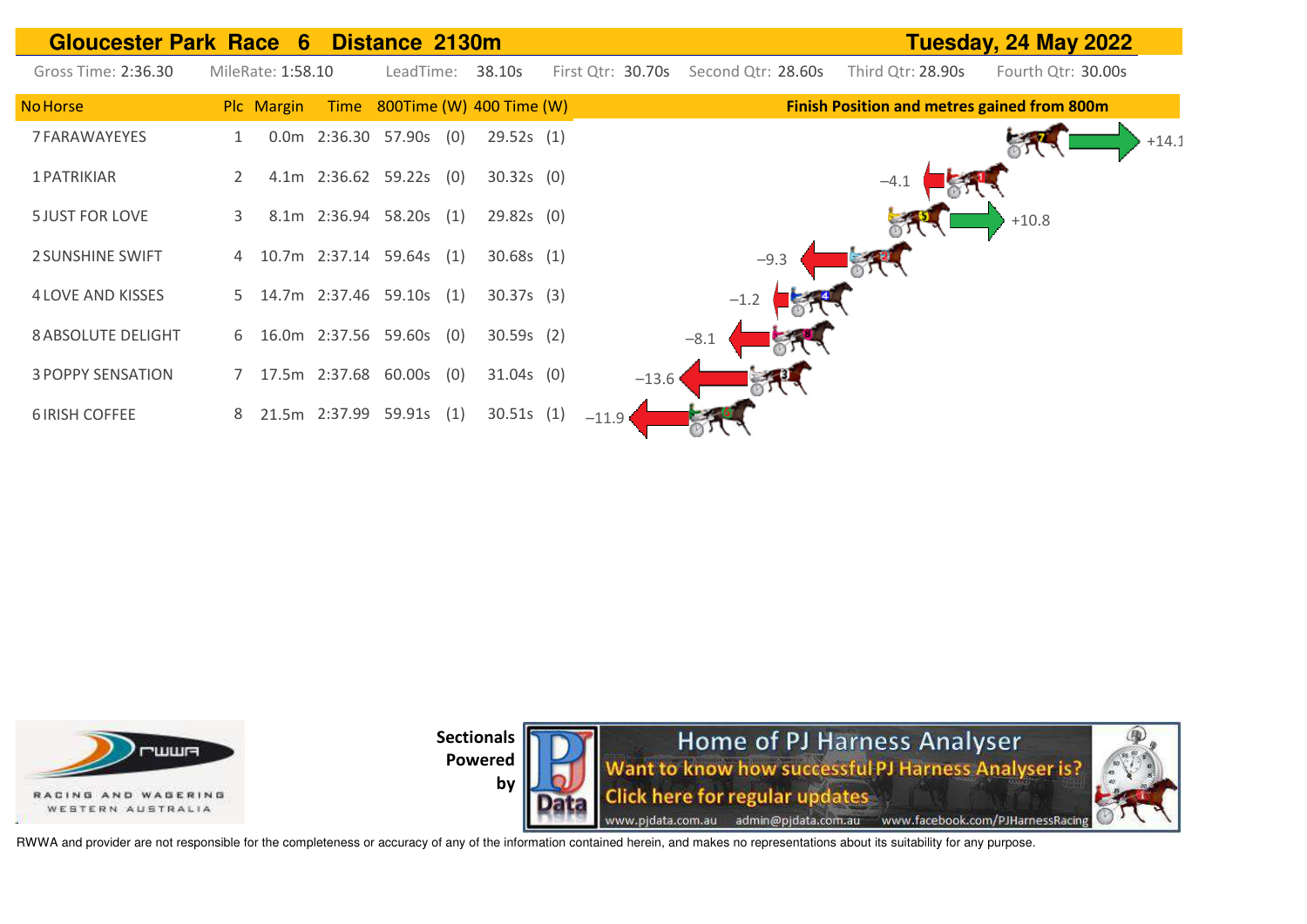# Gloucester Park Race 6 Distance 2130m

**Tuesday, 24 May 2022**

Gross Time: 2:36.30 MileRate: 1:58.10 LeadTime: 38.10s First Qtr: 30.70s Second Qtr: 28.60s Third Qtr: 28.90s Fourth Qtr: 30.00s

| No Horse | Plc | Margin | Time | 800Time (W) | | 400 Time (W) | | Finish Position and metres gained from 800m |
|---|---|---|---|---|---|---|---|---|
| 7 FARAWAYEYES | 1 | 0.0m | 2:36.30 | 57.90s | (0) | 29.52s | (1) | +14.1 |
| 1 PATRIKIAR | 2 | 4.1m | 2:36.62 | 59.22s | (0) | 30.32s | (0) | −4.1 |
| 5 JUST FOR LOVE | 3 | 8.1m | 2:36.94 | 58.20s | (1) | 29.82s | (0) | +10.8 |
| 2 SUNSHINE SWIFT | 4 | 10.7m | 2:37.14 | 59.64s | (1) | 30.68s | (1) | −9.3 |
| 4 LOVE AND KISSES | 5 | 14.7m | 2:37.46 | 59.10s | (1) | 30.37s | (3) | −1.2 |
| 8 ABSOLUTE DELIGHT | 6 | 16.0m | 2:37.56 | 59.60s | (0) | 30.59s | (2) | −8.1 |
| 3 POPPY SENSATION | 7 | 17.5m | 2:37.68 | 60.00s | (0) | 31.04s | (0) | −13.6 |
| 6 IRISH COFFEE | 8 | 21.5m | 2:37.99 | 59.91s | (1) | 30.51s | (1) | −11.9 |

RACING AND WAGERING WESTERN AUSTRALIA

Sectionals Powered by

Home of PJ Harness Analyser
Want to know how successful PJ Harness Analyser is?
Click here for regular updates
www.pjdata.com.au admin@pjdata.com.au www.facebook.com/PJHarnessRacing

RWWA and provider are not responsible for the completeness or accuracy of any of the information contained herein, and makes no representations about its suitability for any purpose.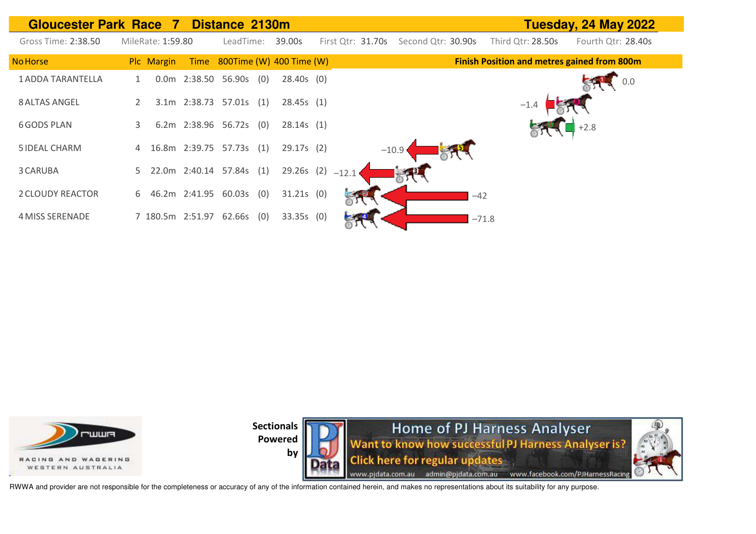## Gloucester Park Race 7 Distance 2130m

**Tuesday, 24 May 2022**

Gross Time: 2:38.50 | MileRate: 1:59.80 | LeadTime: 39.00s | First Qtr: 31.70s | Second Qtr: 30.90s | Third Qtr: 28.50s | Fourth Qtr: 28.40s

| No | Horse | Plc | Margin | Time | 800Time | (W) | 400 Time | (W) | Finish Position and metres gained from 800m |
|---|---|---|---|---|---|---|---|---|---|
| 1 | ADDA TARANTELLA | 1 | 0.0m | 2:38.50 | 56.90s | (0) | 28.40s | (0) | 0.0 |
| 8 | ALTAS ANGEL | 2 | 3.1m | 2:38.73 | 57.01s | (1) | 28.45s | (1) | −1.4 |
| 6 | GODS PLAN | 3 | 6.2m | 2:38.96 | 56.72s | (0) | 28.14s | (1) | +2.8 |
| 5 | IDEAL CHARM | 4 | 16.8m | 2:39.75 | 57.73s | (1) | 29.17s | (2) | −10.9 |
| 3 | CARUBA | 5 | 22.0m | 2:40.14 | 57.84s | (1) | 29.26s | (2) | −12.1 |
| 2 | CLOUDY REACTOR | 6 | 46.2m | 2:41.95 | 60.03s | (0) | 31.21s | (0) | −42 |
| 4 | MISS SERENADE | 7 | 180.5m | 2:51.97 | 62.66s | (0) | 33.35s | (0) | −71.8 |

Sectionals Powered by

RWWA and provider are not responsible for the completeness or accuracy of any of the information contained herein, and makes no representations about its suitability for any purpose.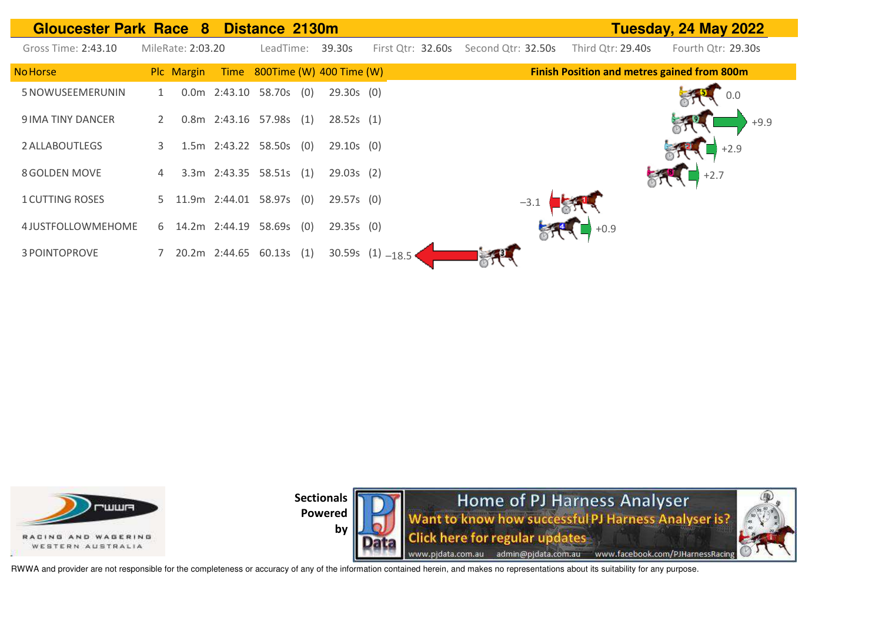## Gloucester Park Race 8 Distance 2130m — Tuesday, 24 May 2022

Gross Time: 2:43.10 MileRate: 2:03.20 LeadTime: 39.30s First Qtr: 32.60s Second Qtr: 32.50s Third Qtr: 29.40s Fourth Qtr: 29.30s

| No Horse | Plc | Margin | Time | 800Time (W) | | 400 Time (W) | | Finish Position and metres gained from 800m |
|---|---|---|---|---|---|---|---|---|
| 5 NOWUSEEMERUNIN | 1 | 0.0m | 2:43.10 | 58.70s | (0) | 29.30s | (0) | 0.0 |
| 9 IMA TINY DANCER | 2 | 0.8m | 2:43.16 | 57.98s | (1) | 28.52s | (1) | +9.9 |
| 2 ALLABOUTLEGS | 3 | 1.5m | 2:43.22 | 58.50s | (0) | 29.10s | (0) | +2.9 |
| 8 GOLDEN MOVE | 4 | 3.3m | 2:43.35 | 58.51s | (1) | 29.03s | (2) | +2.7 |
| 1 CUTTING ROSES | 5 | 11.9m | 2:44.01 | 58.97s | (0) | 29.57s | (0) | −3.1 |
| 4 JUSTFOLLOWMEHOME | 6 | 14.2m | 2:44.19 | 58.69s | (0) | 29.35s | (0) | +0.9 |
| 3 POINTOPROVE | 7 | 20.2m | 2:44.65 | 60.13s | (1) | 30.59s | (1) | −18.5 |

RACING AND WAGERING WESTERN AUSTRALIA

Sectionals Powered by

Home of PJ Harness Analyser
Want to know how successful PJ Harness Analyser is?
Click here for regular updates
www.pjdata.com.au admin@pjdata.com.au www.facebook.com/PJHarnessRacing

RWWA and provider are not responsible for the completeness or accuracy of any of the information contained herein, and makes no representations about its suitability for any purpose.